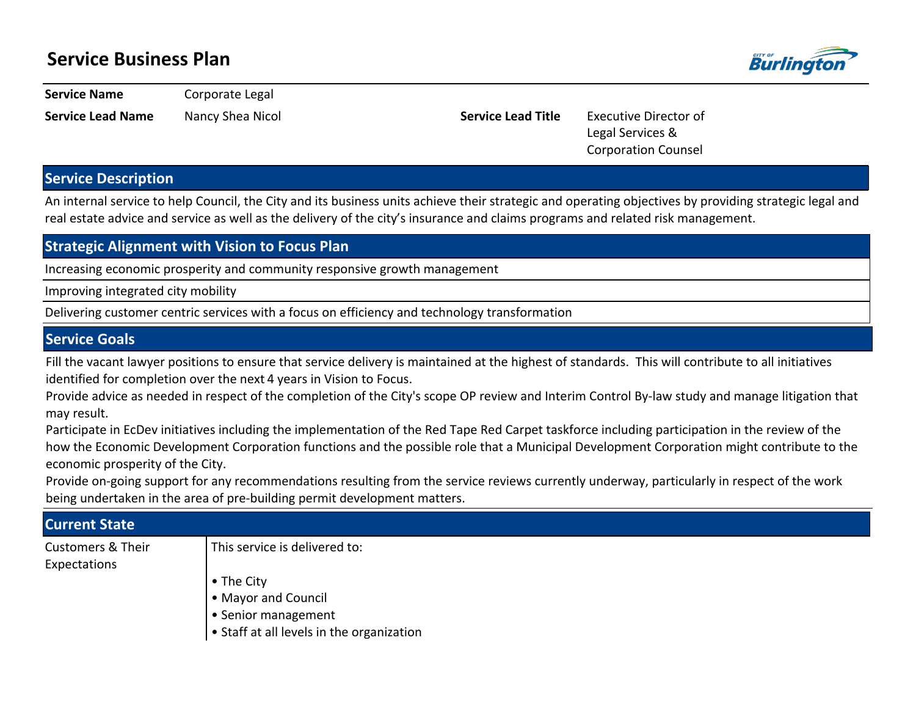# Service Business Plan

| | | | |
|---|---|---|---|
| **Service Name** | Corporate Legal | | |
| **Service Lead Name** | Nancy Shea Nicol | **Service Lead Title** | Executive Director of Legal Services & Corporation Counsel |

## Service Description

An internal service to help Council, the City and its business units achieve their strategic and operating objectives by providing strategic legal and real estate advice and service as well as the delivery of the city's insurance and claims programs and related risk management.

## Strategic Alignment with Vision to Focus Plan

Increasing economic prosperity and community responsive growth management

Improving integrated city mobility

Delivering customer centric services with a focus on efficiency and technology transformation

## Service Goals

Fill the vacant lawyer positions to ensure that service delivery is maintained at the highest of standards. This will contribute to all initiatives identified for completion over the next 4 years in Vision to Focus.

Provide advice as needed in respect of the completion of the City's scope OP review and Interim Control By-law study and manage litigation that may result.

Participate in EcDev initiatives including the implementation of the Red Tape Red Carpet taskforce including participation in the review of the how the Economic Development Corporation functions and the possible role that a Municipal Development Corporation might contribute to the economic prosperity of the City.

Provide on-going support for any recommendations resulting from the service reviews currently underway, particularly in respect of the work being undertaken in the area of pre-building permit development matters.

## Current State

| | |
|---|---|
| Customers & Their Expectations | This service is delivered to:<br><br>• The City<br>• Mayor and Council<br>• Senior management<br>• Staff at all levels in the organization |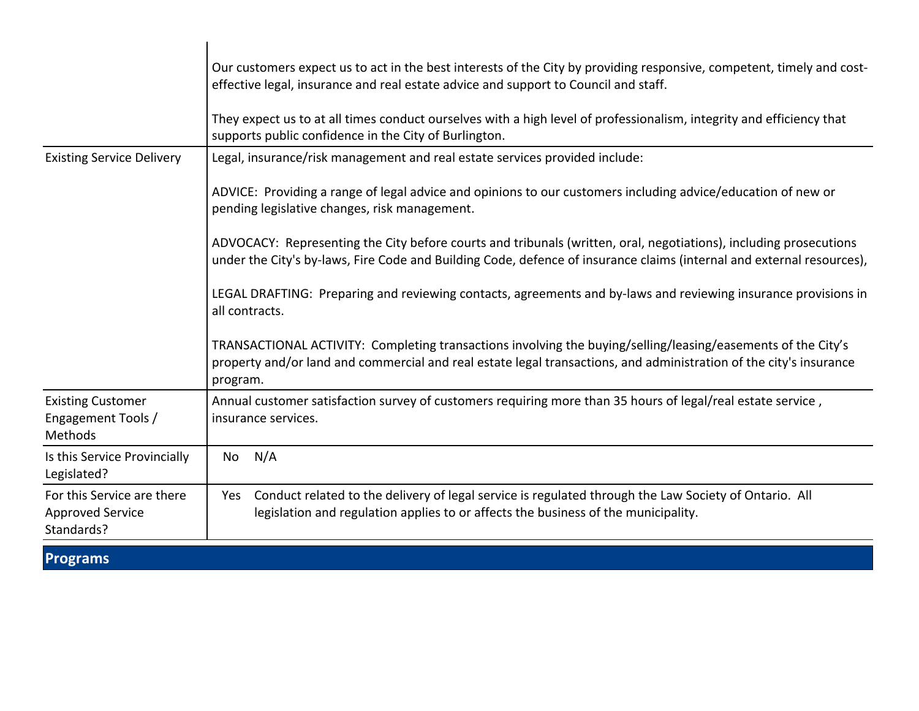| | |
|---|---|
| | Our customers expect us to act in the best interests of the City by providing responsive, competent, timely and cost-effective legal, insurance and real estate advice and support to Council and staff.<br><br>They expect us to at all times conduct ourselves with a high level of professionalism, integrity and efficiency that supports public confidence in the City of Burlington. |
| Existing Service Delivery | Legal, insurance/risk management and real estate services provided include:<br><br>ADVICE: Providing a range of legal advice and opinions to our customers including advice/education of new or pending legislative changes, risk management.<br><br>ADVOCACY: Representing the City before courts and tribunals (written, oral, negotiations), including prosecutions under the City's by-laws, Fire Code and Building Code, defence of insurance claims (internal and external resources),<br><br>LEGAL DRAFTING: Preparing and reviewing contacts, agreements and by-laws and reviewing insurance provisions in all contracts.<br><br>TRANSACTIONAL ACTIVITY: Completing transactions involving the buying/selling/leasing/easements of the City's property and/or land and commercial and real estate legal transactions, and administration of the city's insurance program. |
| Existing Customer Engagement Tools / Methods | Annual customer satisfaction survey of customers requiring more than 35 hours of legal/real estate service , insurance services. |
| Is this Service Provincially Legislated? | No N/A |
| For this Service are there Approved Service Standards? | Yes Conduct related to the delivery of legal service is regulated through the Law Society of Ontario. All legislation and regulation applies to or affects the business of the municipality. |

## Programs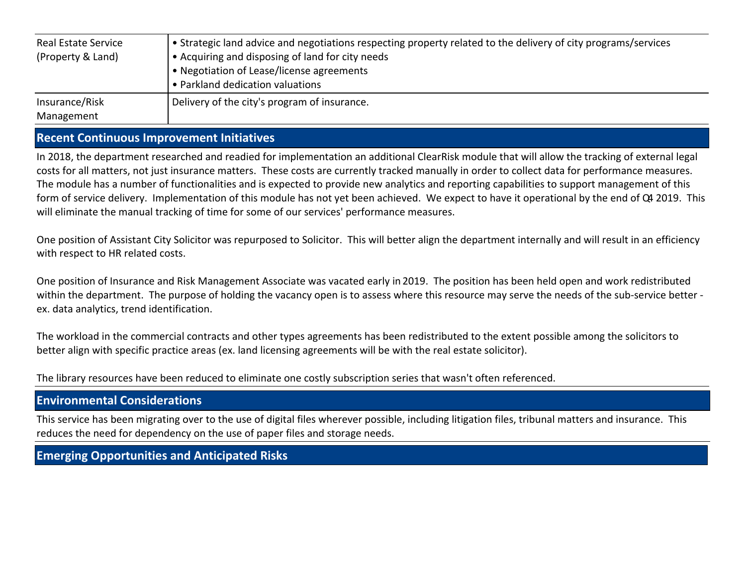| Real Estate Service (Property & Land) | • Strategic land advice and negotiations respecting property related to the delivery of city programs/services<br>• Acquiring and disposing of land for city needs<br>• Negotiation of Lease/license agreements<br>• Parkland dedication valuations |
|---|---|
| Insurance/Risk Management | Delivery of the city's program of insurance. |

## Recent Continuous Improvement Initiatives

In 2018, the department researched and readied for implementation an additional ClearRisk module that will allow the tracking of external legal costs for all matters, not just insurance matters. These costs are currently tracked manually in order to collect data for performance measures. The module has a number of functionalities and is expected to provide new analytics and reporting capabilities to support management of this form of service delivery. Implementation of this module has not yet been achieved. We expect to have it operational by the end of Q4 2019. This will eliminate the manual tracking of time for some of our services' performance measures.

One position of Assistant City Solicitor was repurposed to Solicitor. This will better align the department internally and will result in an efficiency with respect to HR related costs.

One position of Insurance and Risk Management Associate was vacated early in 2019. The position has been held open and work redistributed within the department. The purpose of holding the vacancy open is to assess where this resource may serve the needs of the sub-service better - ex. data analytics, trend identification.

The workload in the commercial contracts and other types agreements has been redistributed to the extent possible among the solicitors to better align with specific practice areas (ex. land licensing agreements will be with the real estate solicitor).

The library resources have been reduced to eliminate one costly subscription series that wasn't often referenced.

## Environmental Considerations

This service has been migrating over to the use of digital files wherever possible, including litigation files, tribunal matters and insurance. This reduces the need for dependency on the use of paper files and storage needs.

## Emerging Opportunities and Anticipated Risks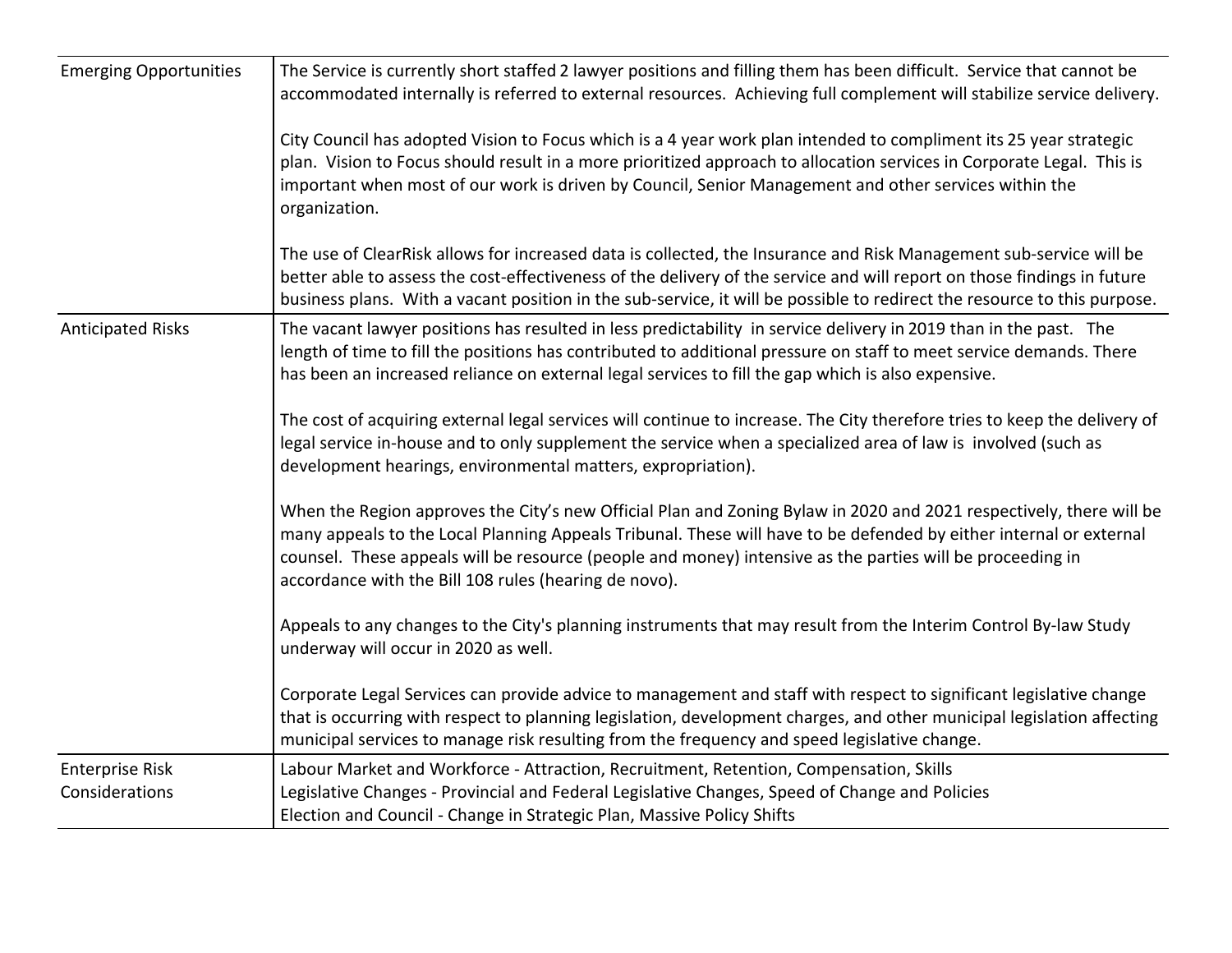| | |
|---|---|
| Emerging Opportunities | The Service is currently short staffed 2 lawyer positions and filling them has been difficult. Service that cannot be accommodated internally is referred to external resources. Achieving full complement will stabilize service delivery.<br><br>City Council has adopted Vision to Focus which is a 4 year work plan intended to compliment its 25 year strategic plan. Vision to Focus should result in a more prioritized approach to allocation services in Corporate Legal. This is important when most of our work is driven by Council, Senior Management and other services within the organization.<br><br>The use of ClearRisk allows for increased data is collected, the Insurance and Risk Management sub-service will be better able to assess the cost-effectiveness of the delivery of the service and will report on those findings in future business plans. With a vacant position in the sub-service, it will be possible to redirect the resource to this purpose. |
| Anticipated Risks | The vacant lawyer positions has resulted in less predictability in service delivery in 2019 than in the past. The length of time to fill the positions has contributed to additional pressure on staff to meet service demands. There has been an increased reliance on external legal services to fill the gap which is also expensive.<br><br>The cost of acquiring external legal services will continue to increase. The City therefore tries to keep the delivery of legal service in-house and to only supplement the service when a specialized area of law is involved (such as development hearings, environmental matters, expropriation).<br><br>When the Region approves the City's new Official Plan and Zoning Bylaw in 2020 and 2021 respectively, there will be many appeals to the Local Planning Appeals Tribunal. These will have to be defended by either internal or external counsel. These appeals will be resource (people and money) intensive as the parties will be proceeding in accordance with the Bill 108 rules (hearing de novo).<br><br>Appeals to any changes to the City's planning instruments that may result from the Interim Control By-law Study underway will occur in 2020 as well.<br><br>Corporate Legal Services can provide advice to management and staff with respect to significant legislative change that is occurring with respect to planning legislation, development charges, and other municipal legislation affecting municipal services to manage risk resulting from the frequency and speed legislative change. |
| Enterprise Risk Considerations | Labour Market and Workforce - Attraction, Recruitment, Retention, Compensation, Skills<br>Legislative Changes - Provincial and Federal Legislative Changes, Speed of Change and Policies<br>Election and Council - Change in Strategic Plan, Massive Policy Shifts |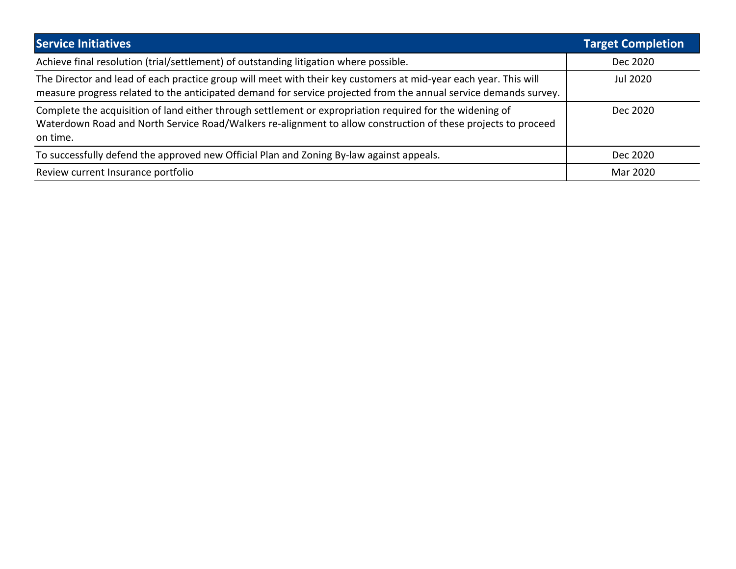| Service Initiatives | Target Completion |
| --- | --- |
| Achieve final resolution (trial/settlement) of outstanding litigation where possible. | Dec 2020 |
| The Director and lead of each practice group will meet with their key customers at mid-year each year. This will measure progress related to the anticipated demand for service projected from the annual service demands survey. | Jul 2020 |
| Complete the acquisition of land either through settlement or expropriation required for the widening of Waterdown Road and North Service Road/Walkers re-alignment to allow construction of these projects to proceed on time. | Dec 2020 |
| To successfully defend the approved new Official Plan and Zoning By-law against appeals. | Dec 2020 |
| Review current Insurance portfolio | Mar 2020 |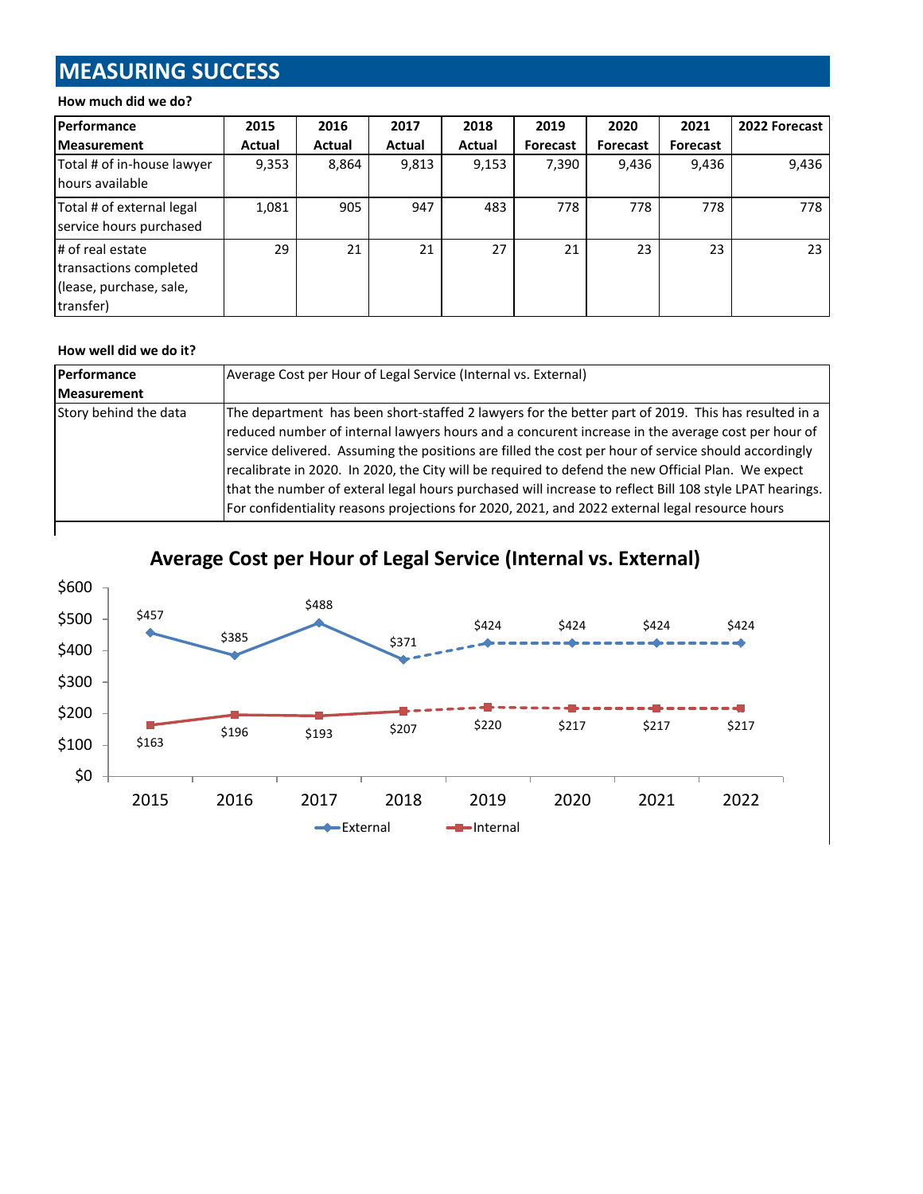## MEASURING SUCCESS

**How much did we do?**

| Performance Measurement | 2015 Actual | 2016 Actual | 2017 Actual | 2018 Actual | 2019 Forecast | 2020 Forecast | 2021 Forecast | 2022 Forecast |
|---|---|---|---|---|---|---|---|---|
| Total # of in-house lawyer hours available | 9,353 | 8,864 | 9,813 | 9,153 | 7,390 | 9,436 | 9,436 | 9,436 |
| Total # of external legal service hours purchased | 1,081 | 905 | 947 | 483 | 778 | 778 | 778 | 778 |
| # of real estate transactions completed (lease, purchase, sale, transfer) | 29 | 21 | 21 | 27 | 21 | 23 | 23 | 23 |

**How well did we do it?**

| Performance Measurement | Average Cost per Hour of Legal Service (Internal vs. External) |
|---|---|
| Story behind the data | The department has been short-staffed 2 lawyers for the better part of 2019. This has resulted in a reduced number of internal lawyers hours and a concurent increase in the average cost per hour of service delivered. Assuming the positions are filled the cost per hour of service should accordingly recalibrate in 2020. In 2020, the City will be required to defend the new Official Plan. We expect that the number of exteral legal hours purchased will increase to reflect Bill 108 style LPAT hearings. For confidentiality reasons projections for 2020, 2021, and 2022 external legal resource hours |

**Average Cost per Hour of Legal Service (Internal vs. External)**

| Year | External | Internal |
|---|---|---|
| 2015 | $457 | $163 |
| 2016 | $385 | $196 |
| 2017 | $488 | $193 |
| 2018 | $371 | $207 |
| 2019 | $424 | $220 |
| 2020 | $424 | $217 |
| 2021 | $424 | $217 |
| 2022 | $424 | $217 |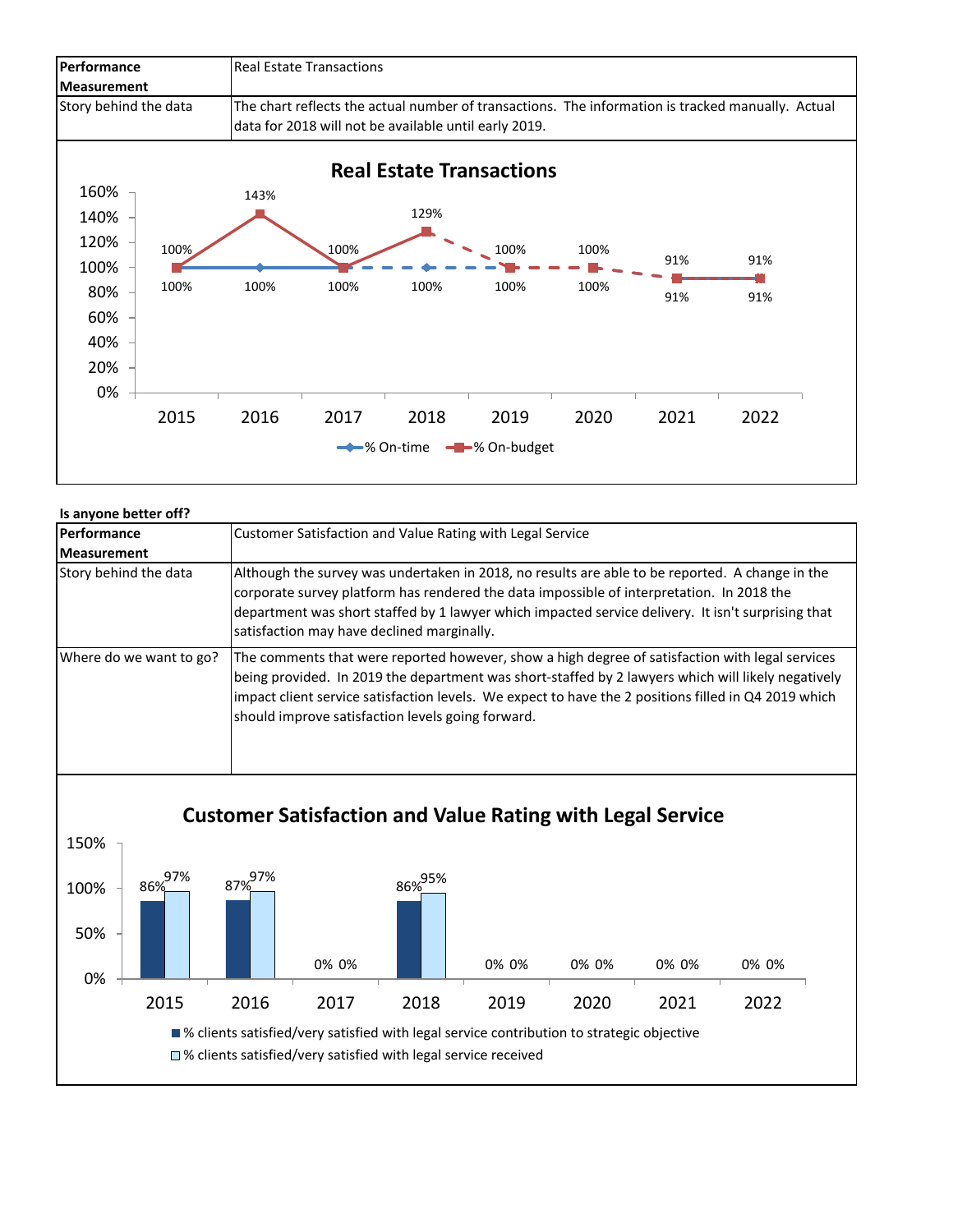| | |
|---|---|
| **Performance Measurement** | Real Estate Transactions |
| Story behind the data | The chart reflects the actual number of transactions. The information is tracked manually. Actual data for 2018 will not be available until early 2019. |

**Real Estate Transactions**

160%
140%
120%
100%
80%
60%
40%
20%
0%

143%
129%
100% 100% 100% 100% 91% 91%
100% 100% 100% 100% 100% 100% 91% 91%

2015 2016 2017 2018 2019 2020 2021 2022

% On-time
% On-budget

**Is anyone better off?**

| | |
|---|---|
| **Performance Measurement** | Customer Satisfaction and Value Rating with Legal Service |
| Story behind the data | Although the survey was undertaken in 2018, no results are able to be reported. A change in the corporate survey platform has rendered the data impossible of interpretation. In 2018 the department was short staffed by 1 lawyer which impacted service delivery. It isn't surprising that satisfaction may have declined marginally. |
| Where do we want to go? | The comments that were reported however, show a high degree of satisfaction with legal services being provided. In 2019 the department was short-staffed by 2 lawyers which will likely negatively impact client service satisfaction levels. We expect to have the 2 positions filled in Q4 2019 which should improve satisfaction levels going forward. |

**Customer Satisfaction and Value Rating with Legal Service**

150%
100%
50%
0%

86% 97%
87% 97%
0% 0%
86% 95%
0% 0%
0% 0%
0% 0%
0% 0%

2015 2016 2017 2018 2019 2020 2021 2022

% clients satisfied/very satisfied with legal service contribution to strategic objective
% clients satisfied/very satisfied with legal service received